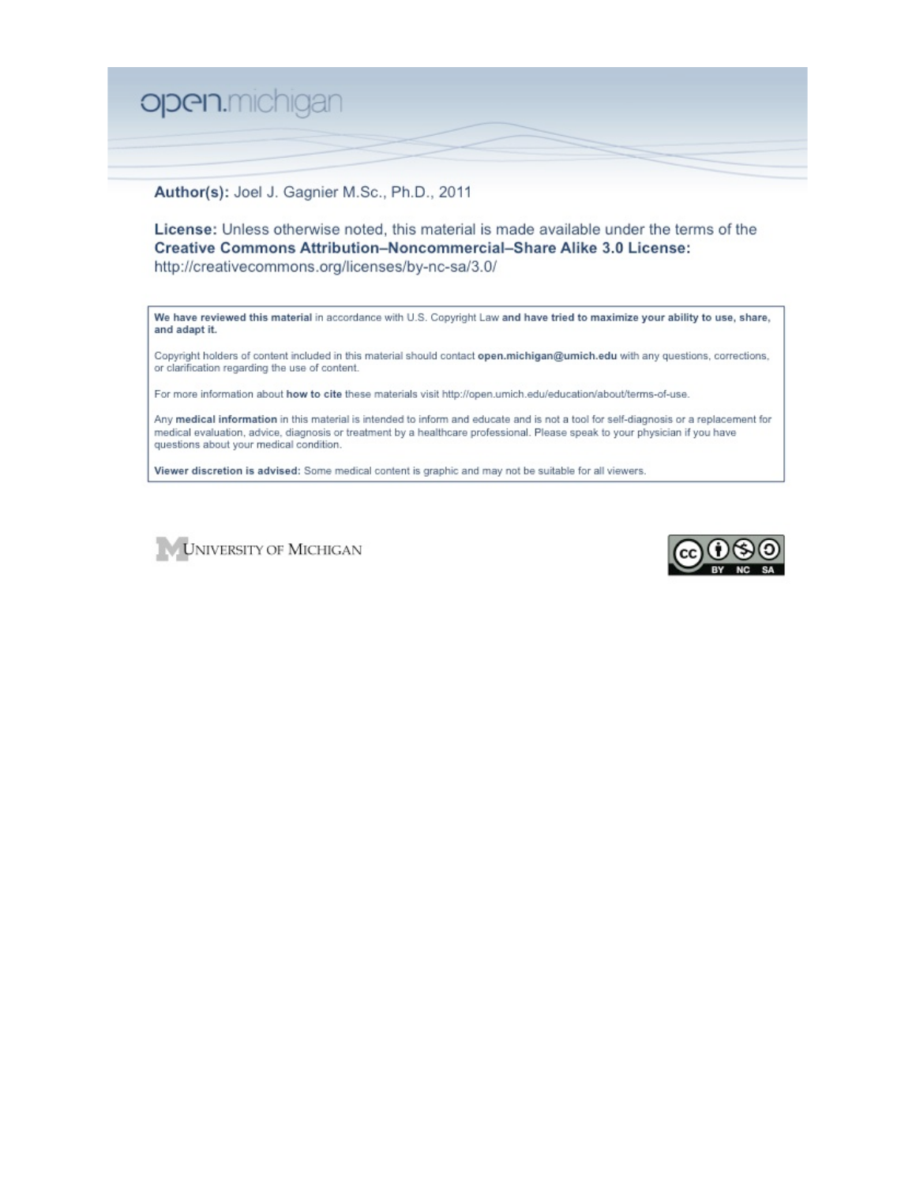open.michigan

**Author(s):** Joel J. Gagnier M.Sc., Ph.D., 2011

**License:** Unless otherwise noted, this material is made available under the terms of the **Creative Commons Attribution–Noncommercial–Share Alike 3.0 License:** http://creativecommons.org/licenses/by-nc-sa/3.0/

**We have reviewed this material** in accordance with U.S. Copyright Law **and have tried to maximize your ability to use, share, and adapt it.**

Copyright holders of content included in this material should contact **open.michigan@umich.edu** with any questions, corrections, or clarification regarding the use of content.

For more information about **how to cite** these materials visit http://open.umich.edu/education/about/terms-of-use.

Any **medical information** in this material is intended to inform and educate and is not a tool for self-diagnosis or a replacement for medical evaluation, advice, diagnosis or treatment by a healthcare professional. Please speak to your physician if you have questions about your medical condition.

**Viewer discretion is advised:** Some medical content is graphic and may not be suitable for all viewers.

University of Michigan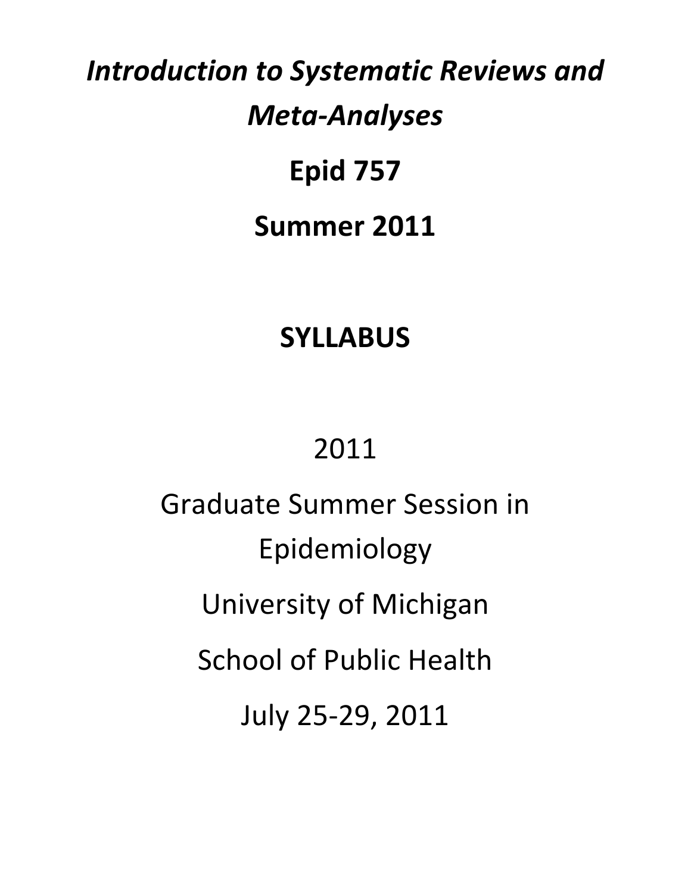# *Introduction to Systematic Reviews and Meta-Analyses*

# Epid 757

# Summer 2011

# SYLLABUS

2011

Graduate Summer Session in Epidemiology

University of Michigan

School of Public Health

July 25-29, 2011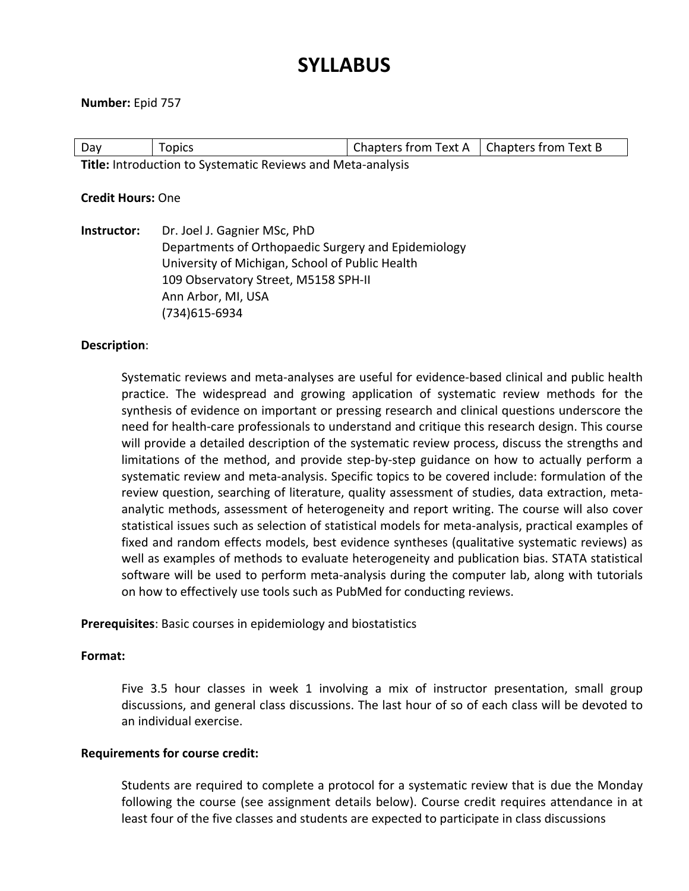# SYLLABUS

**Number:** Epid 757

| Day | Topics | Chapters from Text A | Chapters from Text B |
|---|---|---|---|

**Title:** Introduction to Systematic Reviews and Meta-analysis

**Credit Hours:** One

**Instructor:** Dr. Joel J. Gagnier MSc, PhD
Departments of Orthopaedic Surgery and Epidemiology
University of Michigan, School of Public Health
109 Observatory Street, M5158 SPH-II
Ann Arbor, MI, USA
(734)615-6934

**Description**:

Systematic reviews and meta-analyses are useful for evidence-based clinical and public health practice. The widespread and growing application of systematic review methods for the synthesis of evidence on important or pressing research and clinical questions underscore the need for health-care professionals to understand and critique this research design. This course will provide a detailed description of the systematic review process, discuss the strengths and limitations of the method, and provide step-by-step guidance on how to actually perform a systematic review and meta-analysis. Specific topics to be covered include: formulation of the review question, searching of literature, quality assessment of studies, data extraction, meta-analytic methods, assessment of heterogeneity and report writing. The course will also cover statistical issues such as selection of statistical models for meta-analysis, practical examples of fixed and random effects models, best evidence syntheses (qualitative systematic reviews) as well as examples of methods to evaluate heterogeneity and publication bias. STATA statistical software will be used to perform meta-analysis during the computer lab, along with tutorials on how to effectively use tools such as PubMed for conducting reviews.

**Prerequisites**: Basic courses in epidemiology and biostatistics

**Format:**

Five 3.5 hour classes in week 1 involving a mix of instructor presentation, small group discussions, and general class discussions. The last hour of so of each class will be devoted to an individual exercise.

**Requirements for course credit:**

Students are required to complete a protocol for a systematic review that is due the Monday following the course (see assignment details below). Course credit requires attendance in at least four of the five classes and students are expected to participate in class discussions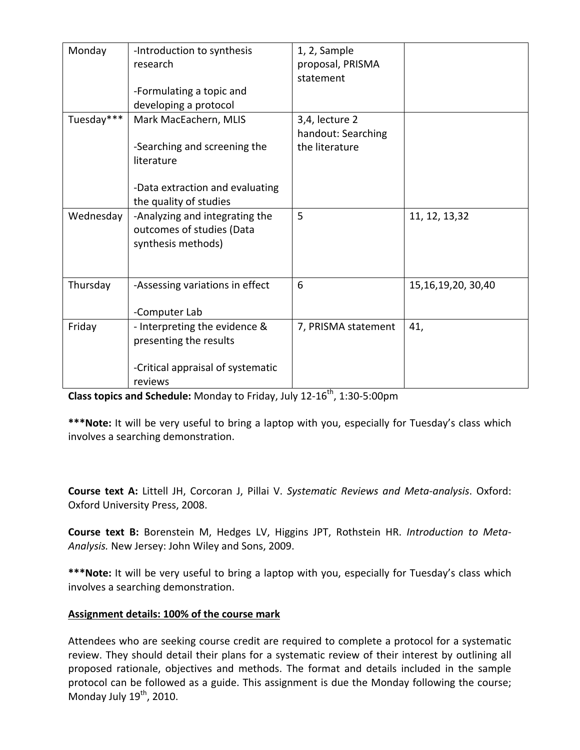| | | | |
|---|---|---|---|
| Monday | -Introduction to synthesis research<br><br>-Formulating a topic and developing a protocol | 1, 2, Sample proposal, PRISMA statement | |
| Tuesday*** | Mark MacEachern, MLIS<br><br>-Searching and screening the literature<br><br>-Data extraction and evaluating the quality of studies | 3,4, lecture 2 handout: Searching the literature | |
| Wednesday | -Analyzing and integrating the outcomes of studies (Data synthesis methods) | 5 | 11, 12, 13,32 |
| Thursday | -Assessing variations in effect<br><br>-Computer Lab | 6 | 15,16,19,20, 30,40 |
| Friday | - Interpreting the evidence & presenting the results<br><br>-Critical appraisal of systematic reviews | 7, PRISMA statement | 41, |

**Class topics and Schedule:** Monday to Friday, July 12-16th, 1:30-5:00pm

***__Note:__** It will be very useful to bring a laptop with you, especially for Tuesday's class which involves a searching demonstration.

**Course text A:** Littell JH, Corcoran J, Pillai V. *Systematic Reviews and Meta-analysis*. Oxford: Oxford University Press, 2008.

**Course text B:** Borenstein M, Hedges LV, Higgins JPT, Rothstein HR. *Introduction to Meta-Analysis.* New Jersey: John Wiley and Sons, 2009.

***__Note:__** It will be very useful to bring a laptop with you, especially for Tuesday's class which involves a searching demonstration.

**Assignment details: 100% of the course mark**

Attendees who are seeking course credit are required to complete a protocol for a systematic review. They should detail their plans for a systematic review of their interest by outlining all proposed rationale, objectives and methods. The format and details included in the sample protocol can be followed as a guide. This assignment is due the Monday following the course; Monday July 19th, 2010.